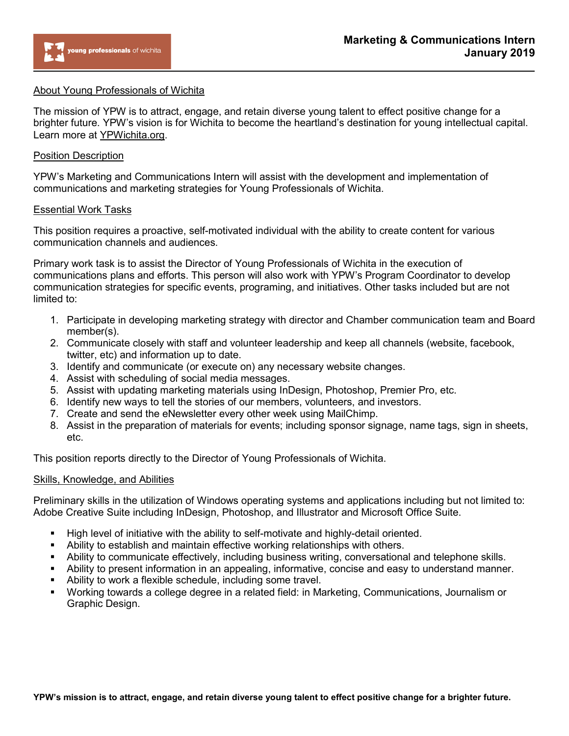# Marketing & Communications Intern
# January 2019

## About Young Professionals of Wichita

The mission of YPW is to attract, engage, and retain diverse young talent to effect positive change for a brighter future. YPW's vision is for Wichita to become the heartland's destination for young intellectual capital. Learn more at YPWichita.org.

## Position Description

YPW's Marketing and Communications Intern will assist with the development and implementation of communications and marketing strategies for Young Professionals of Wichita.

## Essential Work Tasks

This position requires a proactive, self-motivated individual with the ability to create content for various communication channels and audiences.

Primary work task is to assist the Director of Young Professionals of Wichita in the execution of communications plans and efforts. This person will also work with YPW's Program Coordinator to develop communication strategies for specific events, programing, and initiatives. Other tasks included but are not limited to:

1. Participate in developing marketing strategy with director and Chamber communication team and Board member(s).
2. Communicate closely with staff and volunteer leadership and keep all channels (website, facebook, twitter, etc) and information up to date.
3. Identify and communicate (or execute on) any necessary website changes.
4. Assist with scheduling of social media messages.
5. Assist with updating marketing materials using InDesign, Photoshop, Premier Pro, etc.
6. Identify new ways to tell the stories of our members, volunteers, and investors.
7. Create and send the eNewsletter every other week using MailChimp.
8. Assist in the preparation of materials for events; including sponsor signage, name tags, sign in sheets, etc.

This position reports directly to the Director of Young Professionals of Wichita.

## Skills, Knowledge, and Abilities

Preliminary skills in the utilization of Windows operating systems and applications including but not limited to: Adobe Creative Suite including InDesign, Photoshop, and Illustrator and Microsoft Office Suite.

- High level of initiative with the ability to self-motivate and highly-detail oriented.
- Ability to establish and maintain effective working relationships with others.
- Ability to communicate effectively, including business writing, conversational and telephone skills.
- Ability to present information in an appealing, informative, concise and easy to understand manner.
- Ability to work a flexible schedule, including some travel.
- Working towards a college degree in a related field: in Marketing, Communications, Journalism or Graphic Design.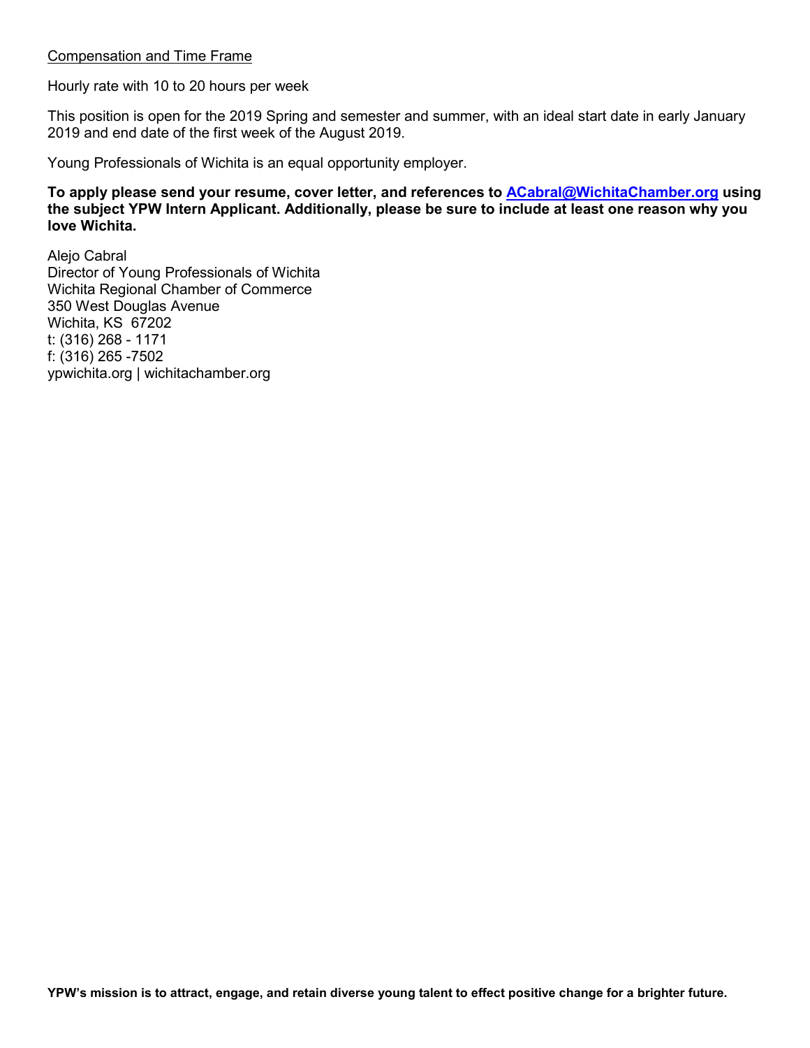Compensation and Time Frame

Hourly rate with 10 to 20 hours per week

This position is open for the 2019 Spring and semester and summer, with an ideal start date in early January 2019 and end date of the first week of the August 2019.

Young Professionals of Wichita is an equal opportunity employer.

**To apply please send your resume, cover letter, and references to ACabral@WichitaChamber.org using the subject YPW Intern Applicant. Additionally, please be sure to include at least one reason why you love Wichita.**

Alejo Cabral  
Director of Young Professionals of Wichita  
Wichita Regional Chamber of Commerce  
350 West Douglas Avenue  
Wichita, KS 67202  
t: (316) 268 - 1171  
f: (316) 265 -7502  
ypwichita.org | wichitachamber.org

**YPW's mission is to attract, engage, and retain diverse young talent to effect positive change for a brighter future.**